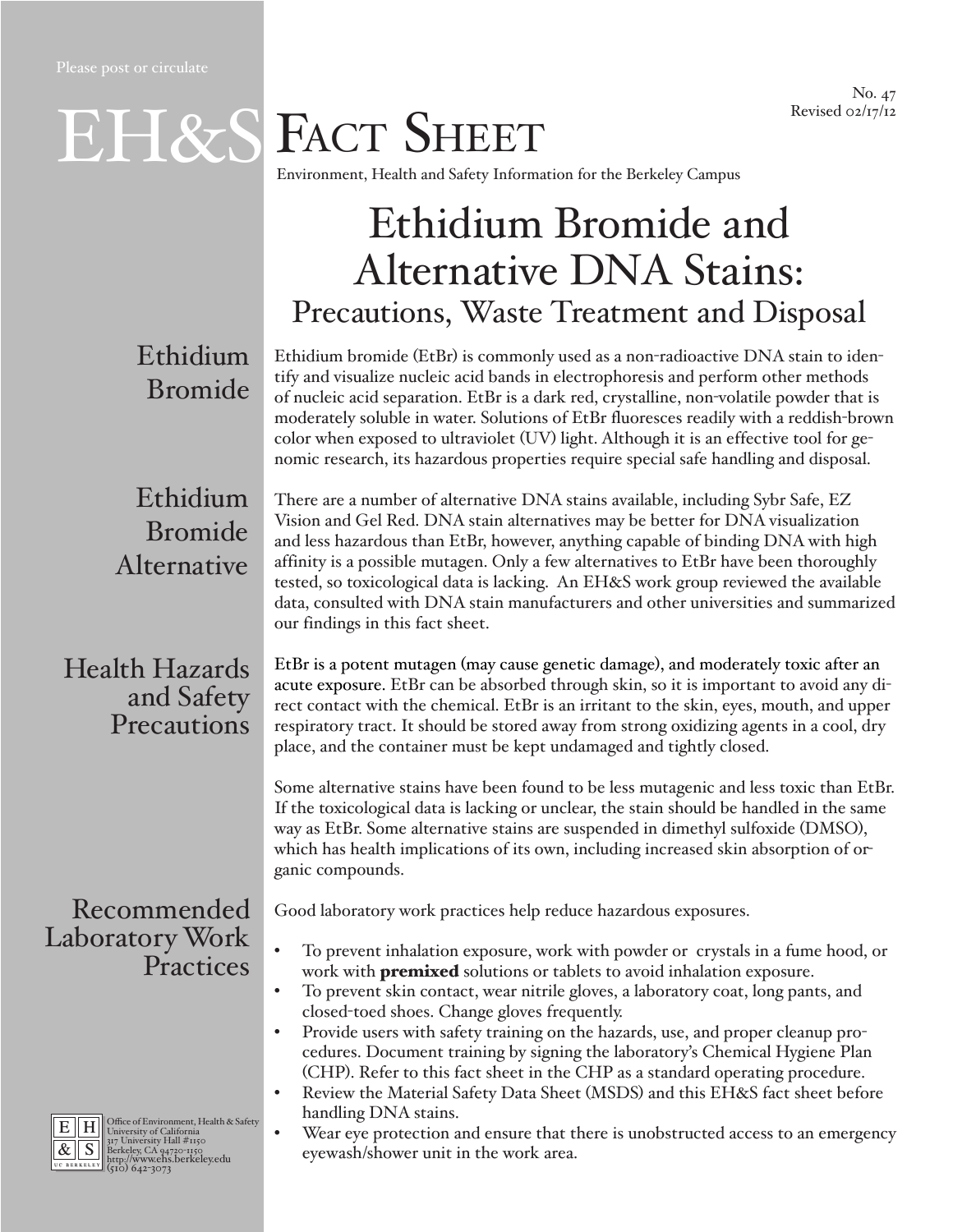Please post or circulate

No. 47
Revised 02/17/12

# EH&S Fact Sheet

Environment, Health and Safety Information for the Berkeley Campus

# Ethidium Bromide and Alternative DNA Stains:

## Precautions, Waste Treatment and Disposal

### Ethidium Bromide

Ethidium bromide (EtBr) is commonly used as a non-radioactive DNA stain to identify and visualize nucleic acid bands in electrophoresis and perform other methods of nucleic acid separation. EtBr is a dark red, crystalline, non-volatile powder that is moderately soluble in water. Solutions of EtBr fluoresces readily with a reddish-brown color when exposed to ultraviolet (UV) light. Although it is an effective tool for genomic research, its hazardous properties require special safe handling and disposal.

### Ethidium Bromide Alternative

There are a number of alternative DNA stains available, including Sybr Safe, EZ Vision and Gel Red. DNA stain alternatives may be better for DNA visualization and less hazardous than EtBr, however, anything capable of binding DNA with high affinity is a possible mutagen. Only a few alternatives to EtBr have been thoroughly tested, so toxicological data is lacking. An EH&S work group reviewed the available data, consulted with DNA stain manufacturers and other universities and summarized our findings in this fact sheet.

### Health Hazards and Safety Precautions

EtBr is a potent mutagen (may cause genetic damage), and moderately toxic after an acute exposure. EtBr can be absorbed through skin, so it is important to avoid any direct contact with the chemical. EtBr is an irritant to the skin, eyes, mouth, and upper respiratory tract. It should be stored away from strong oxidizing agents in a cool, dry place, and the container must be kept undamaged and tightly closed.

Some alternative stains have been found to be less mutagenic and less toxic than EtBr. If the toxicological data is lacking or unclear, the stain should be handled in the same way as EtBr. Some alternative stains are suspended in dimethyl sulfoxide (DMSO), which has health implications of its own, including increased skin absorption of organic compounds.

### Recommended Laboratory Work Practices

Good laboratory work practices help reduce hazardous exposures.

- To prevent inhalation exposure, work with powder or crystals in a fume hood, or work with **premixed** solutions or tablets to avoid inhalation exposure.
- To prevent skin contact, wear nitrile gloves, a laboratory coat, long pants, and closed-toed shoes. Change gloves frequently.
- Provide users with safety training on the hazards, use, and proper cleanup procedures. Document training by signing the laboratory's Chemical Hygiene Plan (CHP). Refer to this fact sheet in the CHP as a standard operating procedure.
- Review the Material Safety Data Sheet (MSDS) and this EH&S fact sheet before handling DNA stains.
- Wear eye protection and ensure that there is unobstructed access to an emergency eyewash/shower unit in the work area.

Office of Environment, Health & Safety
University of California
317 University Hall #1150
Berkeley, CA 94720-1150
http://www.ehs.berkeley.edu
(510) 642-3073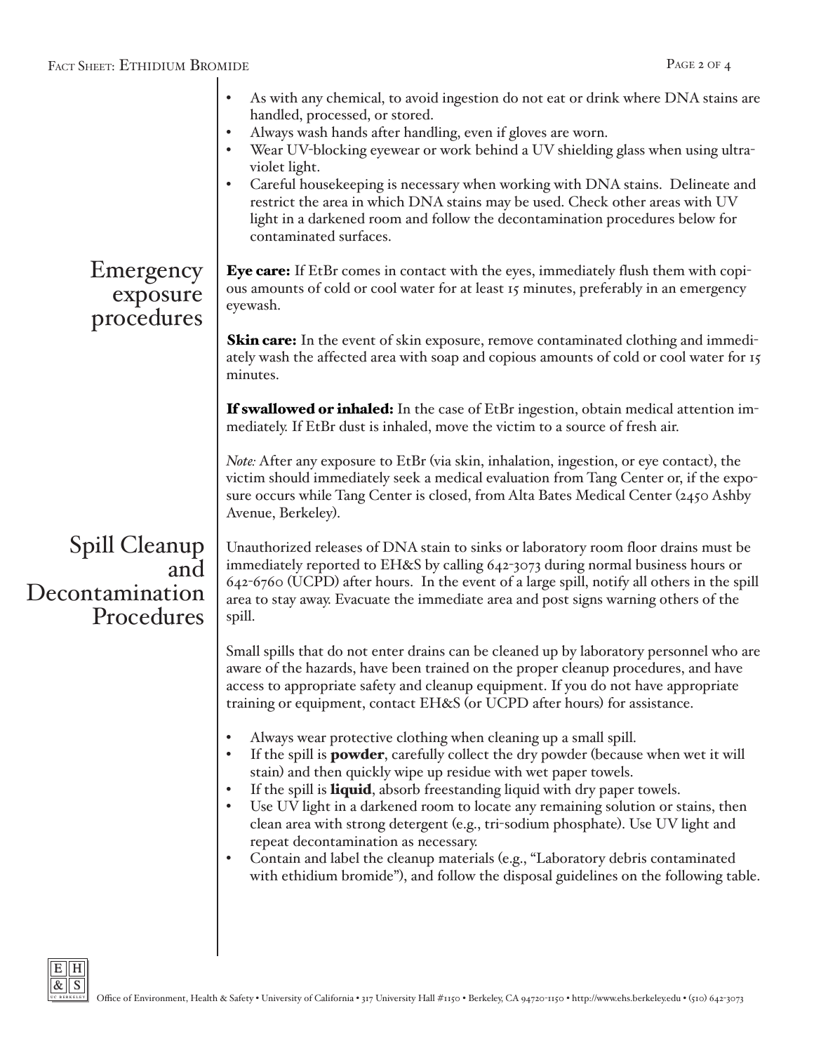- As with any chemical, to avoid ingestion do not eat or drink where DNA stains are handled, processed, or stored.
- Always wash hands after handling, even if gloves are worn.
- Wear UV-blocking eyewear or work behind a UV shielding glass when using ultraviolet light.
- Careful housekeeping is necessary when working with DNA stains. Delineate and restrict the area in which DNA stains may be used. Check other areas with UV light in a darkened room and follow the decontamination procedures below for contaminated surfaces.

## Emergency exposure procedures

**Eye care:** If EtBr comes in contact with the eyes, immediately flush them with copious amounts of cold or cool water for at least 15 minutes, preferably in an emergency eyewash.

**Skin care:** In the event of skin exposure, remove contaminated clothing and immediately wash the affected area with soap and copious amounts of cold or cool water for 15 minutes.

**If swallowed or inhaled:** In the case of EtBr ingestion, obtain medical attention immediately. If EtBr dust is inhaled, move the victim to a source of fresh air.

*Note:* After any exposure to EtBr (via skin, inhalation, ingestion, or eye contact), the victim should immediately seek a medical evaluation from Tang Center or, if the exposure occurs while Tang Center is closed, from Alta Bates Medical Center (2450 Ashby Avenue, Berkeley).

## Spill Cleanup and Decontamination Procedures

Unauthorized releases of DNA stain to sinks or laboratory room floor drains must be immediately reported to EH&S by calling 642-3073 during normal business hours or 642-6760 (UCPD) after hours. In the event of a large spill, notify all others in the spill area to stay away. Evacuate the immediate area and post signs warning others of the spill.

Small spills that do not enter drains can be cleaned up by laboratory personnel who are aware of the hazards, have been trained on the proper cleanup procedures, and have access to appropriate safety and cleanup equipment. If you do not have appropriate training or equipment, contact EH&S (or UCPD after hours) for assistance.

- Always wear protective clothing when cleaning up a small spill.
- If the spill is **powder**, carefully collect the dry powder (because when wet it will stain) and then quickly wipe up residue with wet paper towels.
- If the spill is **liquid**, absorb freestanding liquid with dry paper towels.
- Use UV light in a darkened room to locate any remaining solution or stains, then clean area with strong detergent (e.g., tri-sodium phosphate). Use UV light and repeat decontamination as necessary.
- Contain and label the cleanup materials (e.g., "Laboratory debris contaminated with ethidium bromide"), and follow the disposal guidelines on the following table.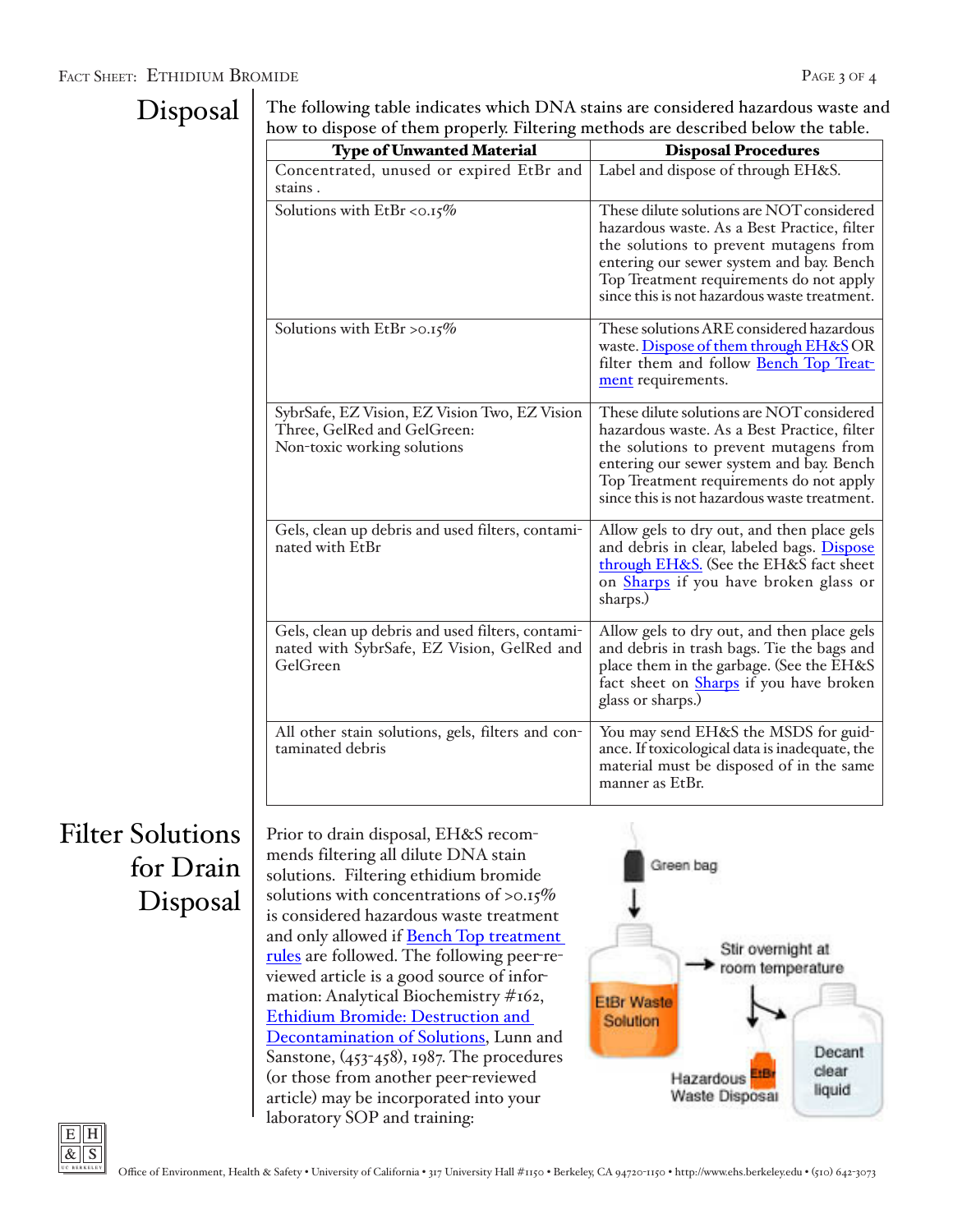## Disposal

The following table indicates which DNA stains are considered hazardous waste and how to dispose of them properly. Filtering methods are described below the table.

| Type of Unwanted Material | Disposal Procedures |
|---|---|
| Concentrated, unused or expired EtBr and stains . | Label and dispose of through EH&S. |
| Solutions with EtBr <0.15% | These dilute solutions are NOT considered hazardous waste. As a Best Practice, filter the solutions to prevent mutagens from entering our sewer system and bay. Bench Top Treatment requirements do not apply since this is not hazardous waste treatment. |
| Solutions with EtBr >0.15% | These solutions ARE considered hazardous waste. Dispose of them through EH&S OR filter them and follow Bench Top Treatment requirements. |
| SybrSafe, EZ Vision, EZ Vision Two, EZ Vision Three, GelRed and GelGreen: Non-toxic working solutions | These dilute solutions are NOT considered hazardous waste. As a Best Practice, filter the solutions to prevent mutagens from entering our sewer system and bay. Bench Top Treatment requirements do not apply since this is not hazardous waste treatment. |
| Gels, clean up debris and used filters, contaminated with EtBr | Allow gels to dry out, and then place gels and debris in clear, labeled bags. Dispose through EH&S. (See the EH&S fact sheet on Sharps if you have broken glass or sharps.) |
| Gels, clean up debris and used filters, contaminated with SybrSafe, EZ Vision, GelRed and GelGreen | Allow gels to dry out, and then place gels and debris in trash bags. Tie the bags and place them in the garbage. (See the EH&S fact sheet on Sharps if you have broken glass or sharps.) |
| All other stain solutions, gels, filters and contaminated debris | You may send EH&S the MSDS for guidance. If toxicological data is inadequate, the material must be disposed of in the same manner as EtBr. |

## Filter Solutions for Drain Disposal

Prior to drain disposal, EH&S recommends filtering all dilute DNA stain solutions. Filtering ethidium bromide solutions with concentrations of >0.15% is considered hazardous waste treatment and only allowed if Bench Top treatment rules are followed. The following peer-reviewed article is a good source of information: Analytical Biochemistry #162, Ethidium Bromide: Destruction and Decontamination of Solutions, Lunn and Sanstone, (453-458), 1987. The procedures (or those from another peer-reviewed article) may be incorporated into your laboratory SOP and training:

Green bag

EtBr Waste Solution

Stir overnight at room temperature

Hazardous Waste Disposal

Decant clear liquid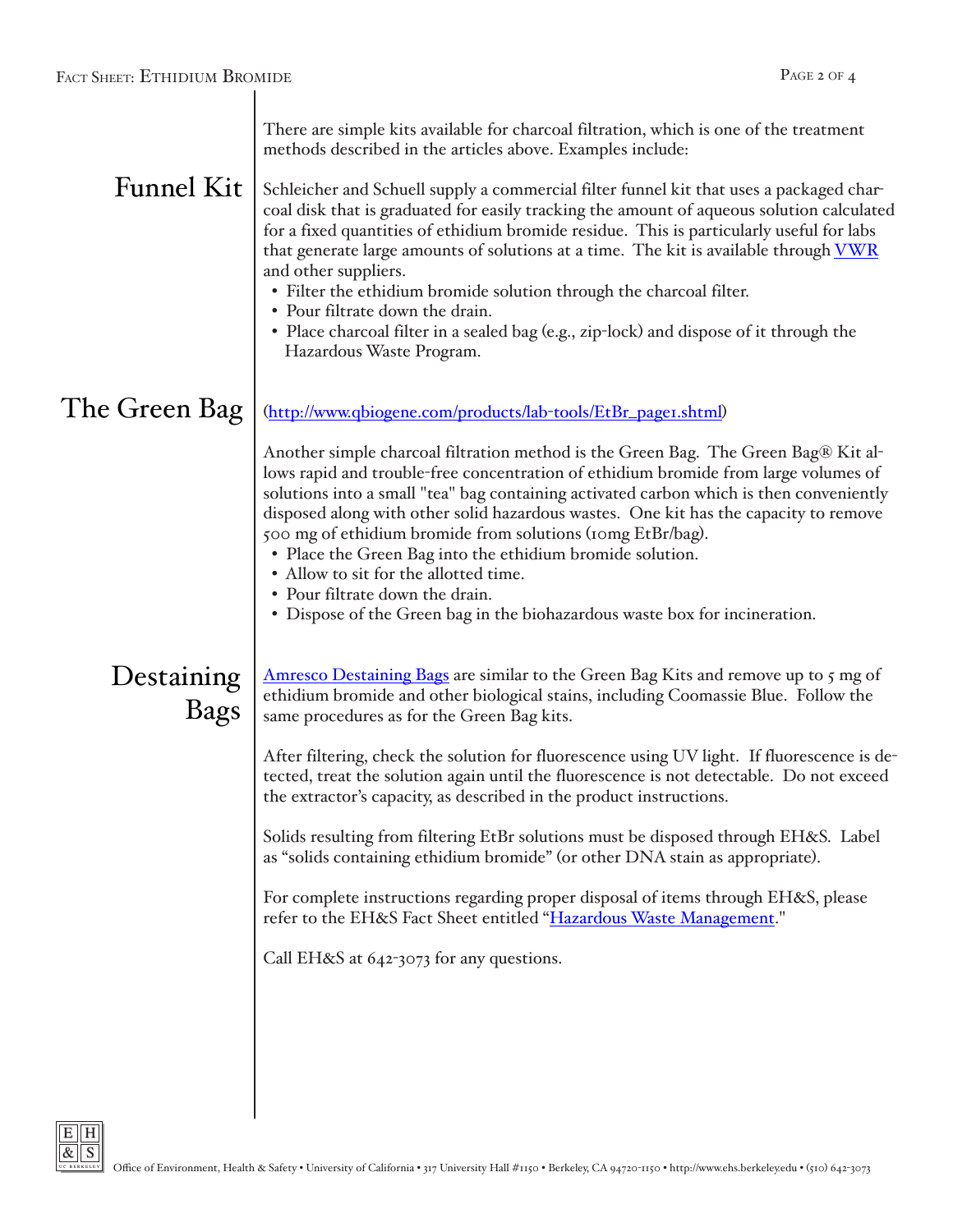There are simple kits available for charcoal filtration, which is one of the treatment methods described in the articles above. Examples include:

## Funnel Kit

Schleicher and Schuell supply a commercial filter funnel kit that uses a packaged charcoal disk that is graduated for easily tracking the amount of aqueous solution calculated for a fixed quantities of ethidium bromide residue. This is particularly useful for labs that generate large amounts of solutions at a time. The kit is available through VWR and other suppliers.

- Filter the ethidium bromide solution through the charcoal filter.
- Pour filtrate down the drain.
- Place charcoal filter in a sealed bag (e.g., zip-lock) and dispose of it through the Hazardous Waste Program.

## The Green Bag

(http://www.qbiogene.com/products/lab-tools/EtBr_page1.shtml)

Another simple charcoal filtration method is the Green Bag. The Green Bag® Kit allows rapid and trouble-free concentration of ethidium bromide from large volumes of solutions into a small "tea" bag containing activated carbon which is then conveniently disposed along with other solid hazardous wastes. One kit has the capacity to remove 500 mg of ethidium bromide from solutions (10mg EtBr/bag).

- Place the Green Bag into the ethidium bromide solution.
- Allow to sit for the allotted time.
- Pour filtrate down the drain.
- Dispose of the Green bag in the biohazardous waste box for incineration.

## Destaining Bags

Amresco Destaining Bags are similar to the Green Bag Kits and remove up to 5 mg of ethidium bromide and other biological stains, including Coomassie Blue. Follow the same procedures as for the Green Bag kits.

After filtering, check the solution for fluorescence using UV light. If fluorescence is detected, treat the solution again until the fluorescence is not detectable. Do not exceed the extractor's capacity, as described in the product instructions.

Solids resulting from filtering EtBr solutions must be disposed through EH&S. Label as "solids containing ethidium bromide" (or other DNA stain as appropriate).

For complete instructions regarding proper disposal of items through EH&S, please refer to the EH&S Fact Sheet entitled "Hazardous Waste Management."

Call EH&S at 642-3073 for any questions.